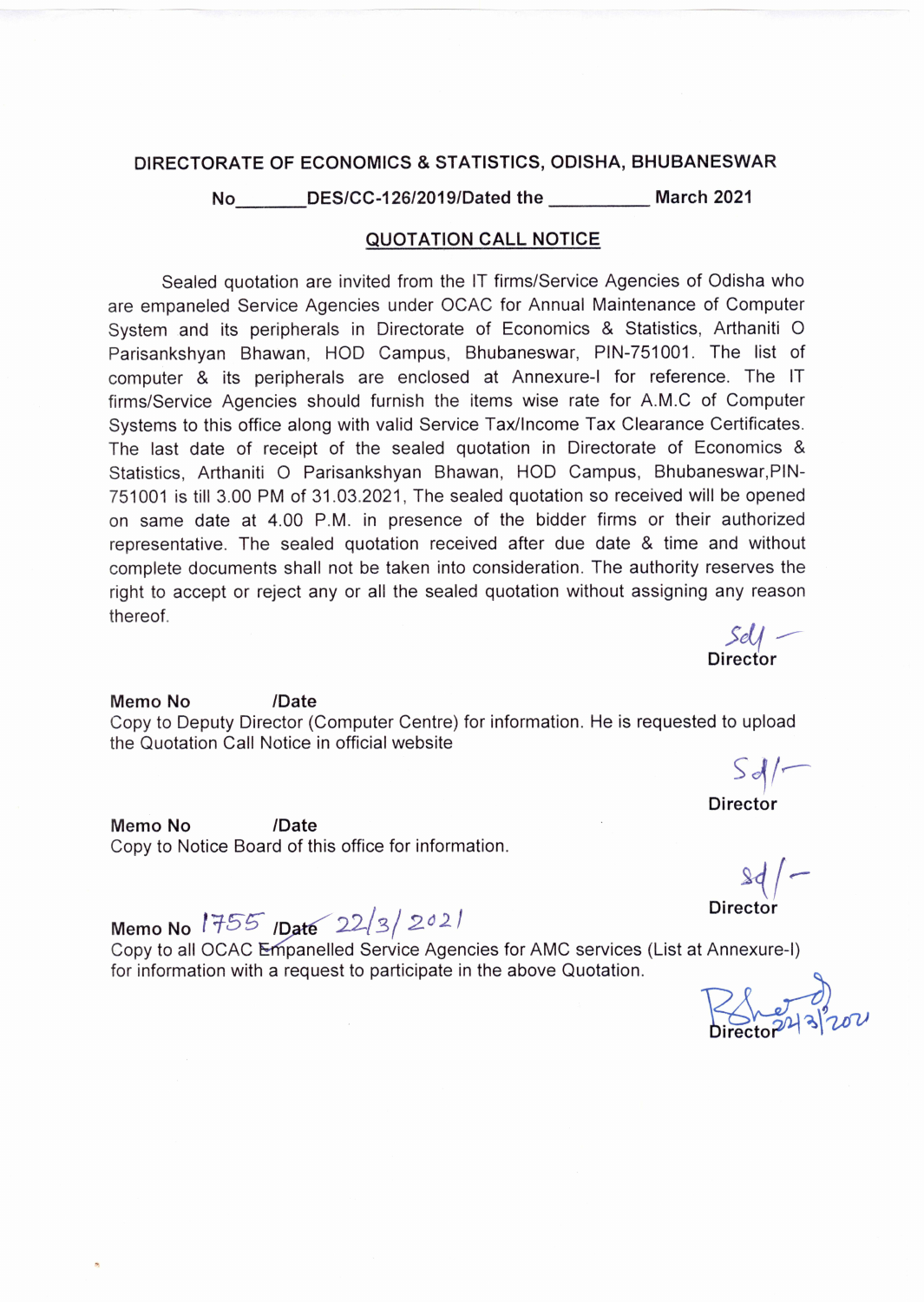**DIRECTORATE OF ECONOMICS & STATISTICS, ODISHA, BHUBANESWAR**

**No_______DES/CC-126/2019/Dated the __________ March 2021**

## QUOTATION CALL NOTICE

Sealed quotation are invited from the IT firms/Service Agencies of Odisha who are empaneled Service Agencies under OCAC for Annual Maintenance of Computer System and its peripherals in Directorate of Economics & Statistics, Arthaniti O Parisankshyan Bhawan, HOD Campus, Bhubaneswar, PIN-751001. The list of computer & its peripherals are enclosed at Annexure-I for reference. The IT firms/Service Agencies should furnish the items wise rate for A.M.C of Computer Systems to this office along with valid Service Tax/Income Tax Clearance Certificates. The last date of receipt of the sealed quotation in Directorate of Economics & Statistics, Arthaniti O Parisankshyan Bhawan, HOD Campus, Bhubaneswar,PIN-751001 is till 3.00 PM of 31.03.2021, The sealed quotation so received will be opened on same date at 4.00 P.M. in presence of the bidder firms or their authorized representative. The sealed quotation received after due date & time and without complete documents shall not be taken into consideration. The authority reserves the right to accept or reject any or all the sealed quotation without assigning any reason thereof.

Sd/-
**Director**

**Memo No /Date**
Copy to Deputy Director (Computer Centre) for information. He is requested to upload the Quotation Call Notice in official website

Sd/-
**Director**

**Memo No /Date**
Copy to Notice Board of this office for information.

Sd/-
**Director**

**Memo No** 1755 **/Date** 22/3/2021
Copy to all OCAC Empanelled Service Agencies for AMC services (List at Annexure-I) for information with a request to participate in the above Quotation.

22/3/2021
**Director**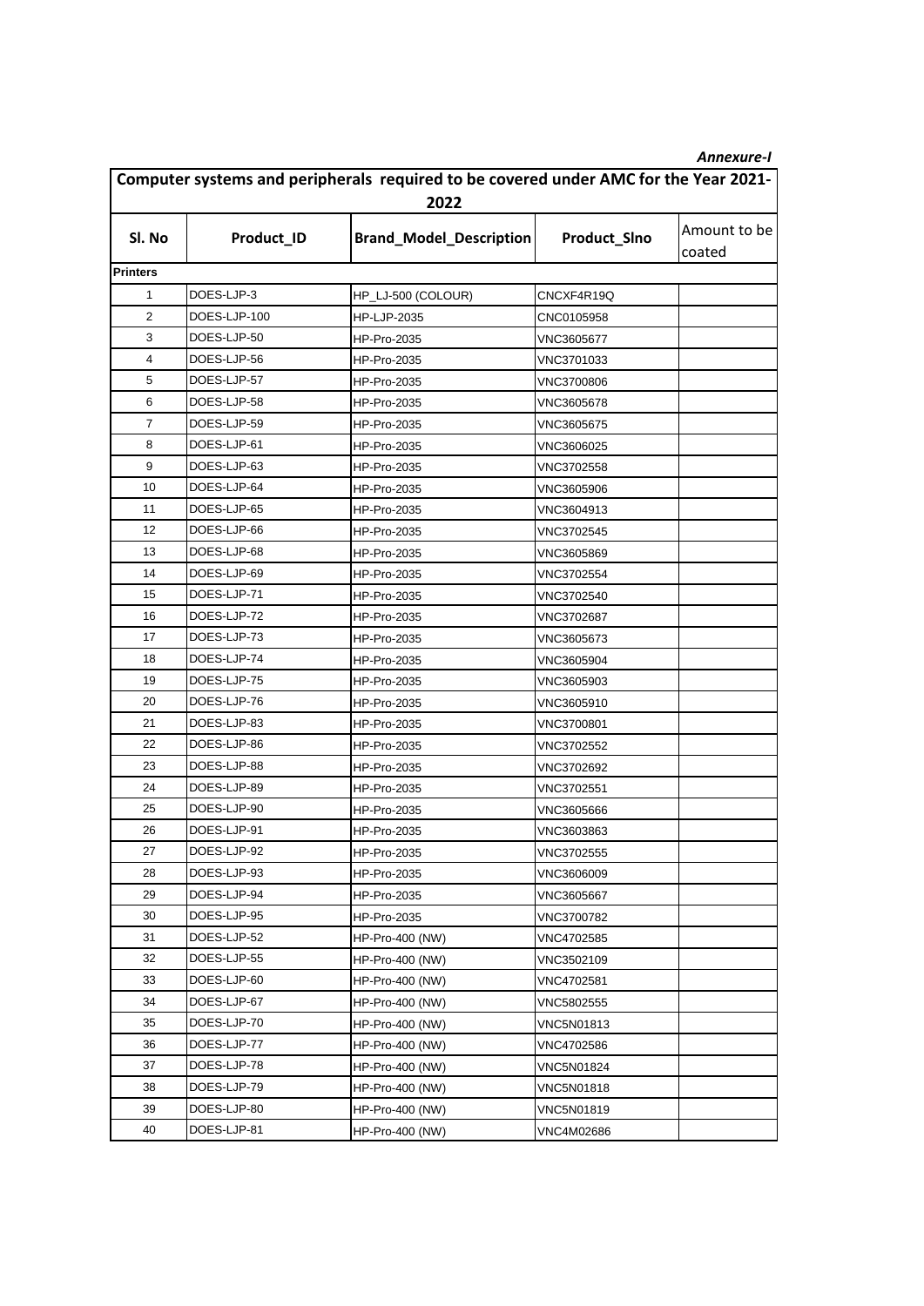*Annexure-I*

| Computer systems and peripherals required to be covered under AMC for the Year 2021-2022 | | | | |
|---|---|---|---|---|
| **Sl. No** | **Product_ID** | **Brand_Model_Description** | **Product_Slno** | Amount to be coated |
| **Printers** | | | | |
| 1 | DOES-LJP-3 | HP_LJ-500 (COLOUR) | CNCXF4R19Q | |
| 2 | DOES-LJP-100 | HP-LJP-2035 | CNC0105958 | |
| 3 | DOES-LJP-50 | HP-Pro-2035 | VNC3605677 | |
| 4 | DOES-LJP-56 | HP-Pro-2035 | VNC3701033 | |
| 5 | DOES-LJP-57 | HP-Pro-2035 | VNC3700806 | |
| 6 | DOES-LJP-58 | HP-Pro-2035 | VNC3605678 | |
| 7 | DOES-LJP-59 | HP-Pro-2035 | VNC3605675 | |
| 8 | DOES-LJP-61 | HP-Pro-2035 | VNC3606025 | |
| 9 | DOES-LJP-63 | HP-Pro-2035 | VNC3702558 | |
| 10 | DOES-LJP-64 | HP-Pro-2035 | VNC3605906 | |
| 11 | DOES-LJP-65 | HP-Pro-2035 | VNC3604913 | |
| 12 | DOES-LJP-66 | HP-Pro-2035 | VNC3702545 | |
| 13 | DOES-LJP-68 | HP-Pro-2035 | VNC3605869 | |
| 14 | DOES-LJP-69 | HP-Pro-2035 | VNC3702554 | |
| 15 | DOES-LJP-71 | HP-Pro-2035 | VNC3702540 | |
| 16 | DOES-LJP-72 | HP-Pro-2035 | VNC3702687 | |
| 17 | DOES-LJP-73 | HP-Pro-2035 | VNC3605673 | |
| 18 | DOES-LJP-74 | HP-Pro-2035 | VNC3605904 | |
| 19 | DOES-LJP-75 | HP-Pro-2035 | VNC3605903 | |
| 20 | DOES-LJP-76 | HP-Pro-2035 | VNC3605910 | |
| 21 | DOES-LJP-83 | HP-Pro-2035 | VNC3700801 | |
| 22 | DOES-LJP-86 | HP-Pro-2035 | VNC3702552 | |
| 23 | DOES-LJP-88 | HP-Pro-2035 | VNC3702692 | |
| 24 | DOES-LJP-89 | HP-Pro-2035 | VNC3702551 | |
| 25 | DOES-LJP-90 | HP-Pro-2035 | VNC3605666 | |
| 26 | DOES-LJP-91 | HP-Pro-2035 | VNC3603863 | |
| 27 | DOES-LJP-92 | HP-Pro-2035 | VNC3702555 | |
| 28 | DOES-LJP-93 | HP-Pro-2035 | VNC3606009 | |
| 29 | DOES-LJP-94 | HP-Pro-2035 | VNC3605667 | |
| 30 | DOES-LJP-95 | HP-Pro-2035 | VNC3700782 | |
| 31 | DOES-LJP-52 | HP-Pro-400 (NW) | VNC4702585 | |
| 32 | DOES-LJP-55 | HP-Pro-400 (NW) | VNC3502109 | |
| 33 | DOES-LJP-60 | HP-Pro-400 (NW) | VNC4702581 | |
| 34 | DOES-LJP-67 | HP-Pro-400 (NW) | VNC5802555 | |
| 35 | DOES-LJP-70 | HP-Pro-400 (NW) | VNC5N01813 | |
| 36 | DOES-LJP-77 | HP-Pro-400 (NW) | VNC4702586 | |
| 37 | DOES-LJP-78 | HP-Pro-400 (NW) | VNC5N01824 | |
| 38 | DOES-LJP-79 | HP-Pro-400 (NW) | VNC5N01818 | |
| 39 | DOES-LJP-80 | HP-Pro-400 (NW) | VNC5N01819 | |
| 40 | DOES-LJP-81 | HP-Pro-400 (NW) | VNC4M02686 | |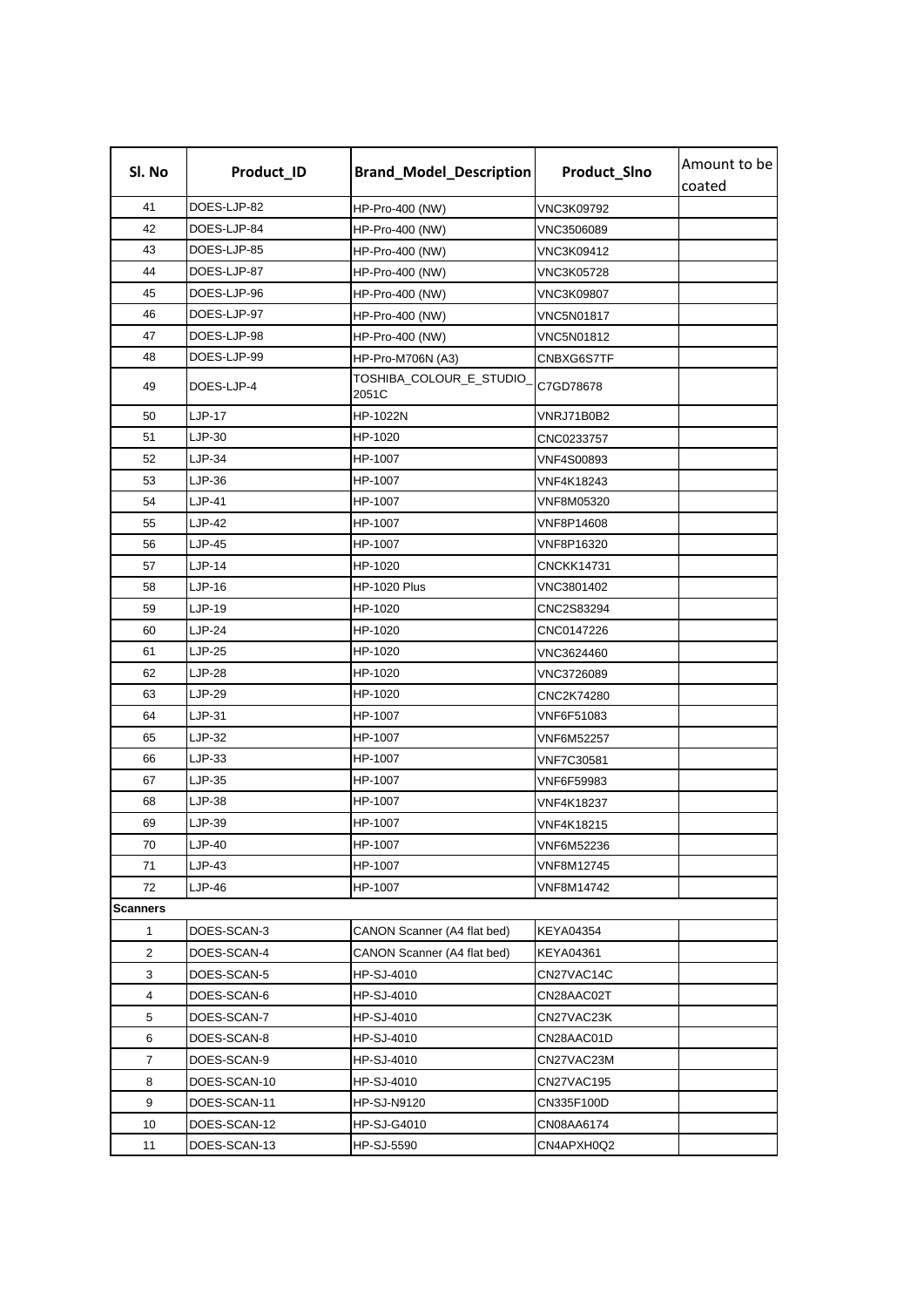| Sl. No | Product_ID | Brand_Model_Description | Product_Slno | Amount to be coated |
|---|---|---|---|---|
| 41 | DOES-LJP-82 | HP-Pro-400 (NW) | VNC3K09792 | |
| 42 | DOES-LJP-84 | HP-Pro-400 (NW) | VNC3506089 | |
| 43 | DOES-LJP-85 | HP-Pro-400 (NW) | VNC3K09412 | |
| 44 | DOES-LJP-87 | HP-Pro-400 (NW) | VNC3K05728 | |
| 45 | DOES-LJP-96 | HP-Pro-400 (NW) | VNC3K09807 | |
| 46 | DOES-LJP-97 | HP-Pro-400 (NW) | VNC5N01817 | |
| 47 | DOES-LJP-98 | HP-Pro-400 (NW) | VNC5N01812 | |
| 48 | DOES-LJP-99 | HP-Pro-M706N (A3) | CNBXG6S7TF | |
| 49 | DOES-LJP-4 | TOSHIBA_COLOUR_E_STUDIO_2051C | C7GD78678 | |
| 50 | LJP-17 | HP-1022N | VNRJ71B0B2 | |
| 51 | LJP-30 | HP-1020 | CNC0233757 | |
| 52 | LJP-34 | HP-1007 | VNF4S00893 | |
| 53 | LJP-36 | HP-1007 | VNF4K18243 | |
| 54 | LJP-41 | HP-1007 | VNF8M05320 | |
| 55 | LJP-42 | HP-1007 | VNF8P14608 | |
| 56 | LJP-45 | HP-1007 | VNF8P16320 | |
| 57 | LJP-14 | HP-1020 | CNCKK14731 | |
| 58 | LJP-16 | HP-1020 Plus | VNC3801402 | |
| 59 | LJP-19 | HP-1020 | CNC2S83294 | |
| 60 | LJP-24 | HP-1020 | CNC0147226 | |
| 61 | LJP-25 | HP-1020 | VNC3624460 | |
| 62 | LJP-28 | HP-1020 | VNC3726089 | |
| 63 | LJP-29 | HP-1020 | CNC2K74280 | |
| 64 | LJP-31 | HP-1007 | VNF6F51083 | |
| 65 | LJP-32 | HP-1007 | VNF6M52257 | |
| 66 | LJP-33 | HP-1007 | VNF7C30581 | |
| 67 | LJP-35 | HP-1007 | VNF6F59983 | |
| 68 | LJP-38 | HP-1007 | VNF4K18237 | |
| 69 | LJP-39 | HP-1007 | VNF4K18215 | |
| 70 | LJP-40 | HP-1007 | VNF6M52236 | |
| 71 | LJP-43 | HP-1007 | VNF8M12745 | |
| 72 | LJP-46 | HP-1007 | VNF8M14742 | |
| **Scanners** | | | | |
| 1 | DOES-SCAN-3 | CANON Scanner (A4 flat bed) | KEYA04354 | |
| 2 | DOES-SCAN-4 | CANON Scanner (A4 flat bed) | KEYA04361 | |
| 3 | DOES-SCAN-5 | HP-SJ-4010 | CN27VAC14C | |
| 4 | DOES-SCAN-6 | HP-SJ-4010 | CN28AAC02T | |
| 5 | DOES-SCAN-7 | HP-SJ-4010 | CN27VAC23K | |
| 6 | DOES-SCAN-8 | HP-SJ-4010 | CN28AAC01D | |
| 7 | DOES-SCAN-9 | HP-SJ-4010 | CN27VAC23M | |
| 8 | DOES-SCAN-10 | HP-SJ-4010 | CN27VAC195 | |
| 9 | DOES-SCAN-11 | HP-SJ-N9120 | CN335F100D | |
| 10 | DOES-SCAN-12 | HP-SJ-G4010 | CN08AA6174 | |
| 11 | DOES-SCAN-13 | HP-SJ-5590 | CN4APXH0Q2 | |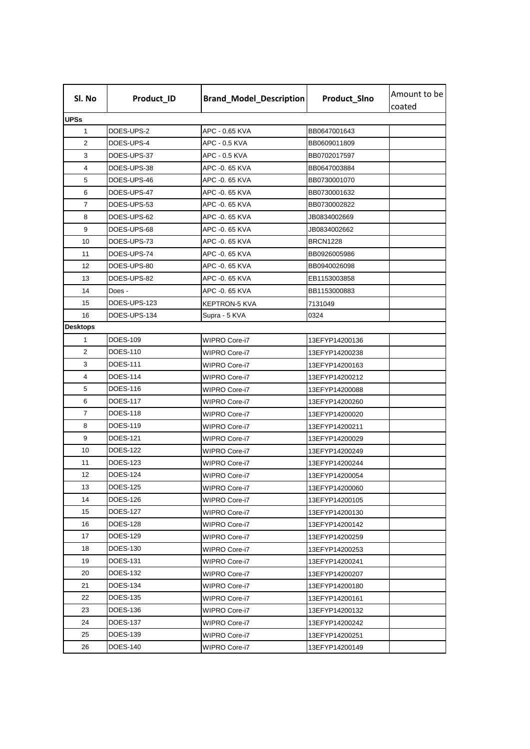| Sl. No | Product_ID | Brand_Model_Description | Product_Slno | Amount to be coated |
|---|---|---|---|---|
| **UPSs** | | | | |
| 1 | DOES-UPS-2 | APC - 0.65 KVA | BB0647001643 | |
| 2 | DOES-UPS-4 | APC - 0.5 KVA | BB0609011809 | |
| 3 | DOES-UPS-37 | APC - 0.5 KVA | BB0702017597 | |
| 4 | DOES-UPS-38 | APC -0. 65 KVA | BB0647003884 | |
| 5 | DOES-UPS-46 | APC -0. 65 KVA | BB0730001070 | |
| 6 | DOES-UPS-47 | APC -0. 65 KVA | BB0730001632 | |
| 7 | DOES-UPS-53 | APC -0. 65 KVA | BB0730002822 | |
| 8 | DOES-UPS-62 | APC -0. 65 KVA | JB0834002669 | |
| 9 | DOES-UPS-68 | APC -0. 65 KVA | JB0834002662 | |
| 10 | DOES-UPS-73 | APC -0. 65 KVA | BRCN1228 | |
| 11 | DOES-UPS-74 | APC -0. 65 KVA | BB0926005986 | |
| 12 | DOES-UPS-80 | APC -0. 65 KVA | BB0940026098 | |
| 13 | DOES-UPS-82 | APC -0. 65 KVA | EB1153003858 | |
| 14 | Does - | APC -0. 65 KVA | BB1153000883 | |
| 15 | DOES-UPS-123 | KEPTRON-5 KVA | 7131049 | |
| 16 | DOES-UPS-134 | Supra - 5 KVA | 0324 | |
| **Desktops** | | | | |
| 1 | DOES-109 | WIPRO Core-i7 | 13EFYP14200136 | |
| 2 | DOES-110 | WIPRO Core-i7 | 13EFYP14200238 | |
| 3 | DOES-111 | WIPRO Core-i7 | 13EFYP14200163 | |
| 4 | DOES-114 | WIPRO Core-i7 | 13EFYP14200212 | |
| 5 | DOES-116 | WIPRO Core-i7 | 13EFYP14200088 | |
| 6 | DOES-117 | WIPRO Core-i7 | 13EFYP14200260 | |
| 7 | DOES-118 | WIPRO Core-i7 | 13EFYP14200020 | |
| 8 | DOES-119 | WIPRO Core-i7 | 13EFYP14200211 | |
| 9 | DOES-121 | WIPRO Core-i7 | 13EFYP14200029 | |
| 10 | DOES-122 | WIPRO Core-i7 | 13EFYP14200249 | |
| 11 | DOES-123 | WIPRO Core-i7 | 13EFYP14200244 | |
| 12 | DOES-124 | WIPRO Core-i7 | 13EFYP14200054 | |
| 13 | DOES-125 | WIPRO Core-i7 | 13EFYP14200060 | |
| 14 | DOES-126 | WIPRO Core-i7 | 13EFYP14200105 | |
| 15 | DOES-127 | WIPRO Core-i7 | 13EFYP14200130 | |
| 16 | DOES-128 | WIPRO Core-i7 | 13EFYP14200142 | |
| 17 | DOES-129 | WIPRO Core-i7 | 13EFYP14200259 | |
| 18 | DOES-130 | WIPRO Core-i7 | 13EFYP14200253 | |
| 19 | DOES-131 | WIPRO Core-i7 | 13EFYP14200241 | |
| 20 | DOES-132 | WIPRO Core-i7 | 13EFYP14200207 | |
| 21 | DOES-134 | WIPRO Core-i7 | 13EFYP14200180 | |
| 22 | DOES-135 | WIPRO Core-i7 | 13EFYP14200161 | |
| 23 | DOES-136 | WIPRO Core-i7 | 13EFYP14200132 | |
| 24 | DOES-137 | WIPRO Core-i7 | 13EFYP14200242 | |
| 25 | DOES-139 | WIPRO Core-i7 | 13EFYP14200251 | |
| 26 | DOES-140 | WIPRO Core-i7 | 13EFYP14200149 | |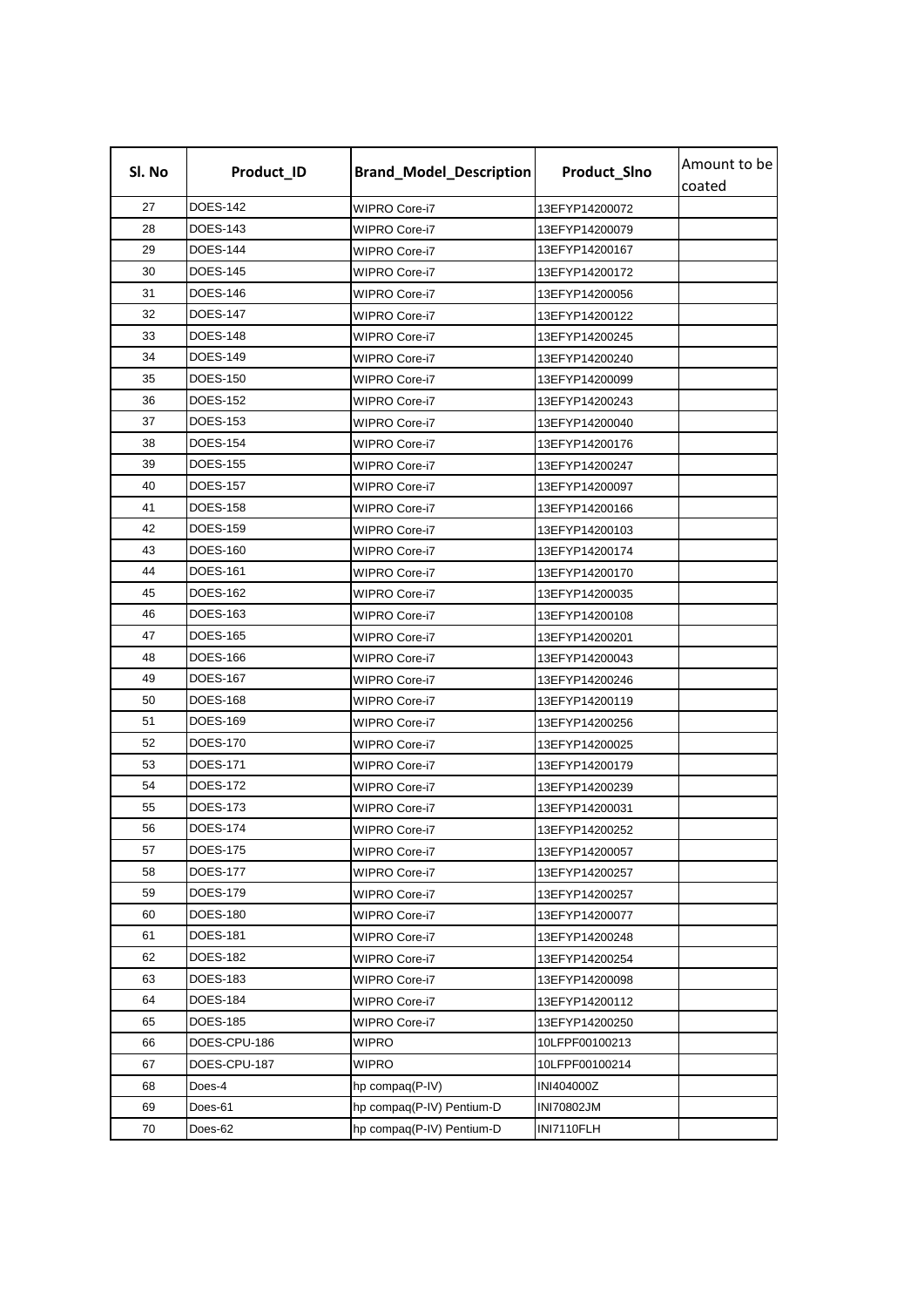| Sl. No | Product_ID | Brand_Model_Description | Product_Slno | Amount to be coated |
|---|---|---|---|---|
| 27 | DOES-142 | WIPRO Core-i7 | 13EFYP14200072 | |
| 28 | DOES-143 | WIPRO Core-i7 | 13EFYP14200079 | |
| 29 | DOES-144 | WIPRO Core-i7 | 13EFYP14200167 | |
| 30 | DOES-145 | WIPRO Core-i7 | 13EFYP14200172 | |
| 31 | DOES-146 | WIPRO Core-i7 | 13EFYP14200056 | |
| 32 | DOES-147 | WIPRO Core-i7 | 13EFYP14200122 | |
| 33 | DOES-148 | WIPRO Core-i7 | 13EFYP14200245 | |
| 34 | DOES-149 | WIPRO Core-i7 | 13EFYP14200240 | |
| 35 | DOES-150 | WIPRO Core-i7 | 13EFYP14200099 | |
| 36 | DOES-152 | WIPRO Core-i7 | 13EFYP14200243 | |
| 37 | DOES-153 | WIPRO Core-i7 | 13EFYP14200040 | |
| 38 | DOES-154 | WIPRO Core-i7 | 13EFYP14200176 | |
| 39 | DOES-155 | WIPRO Core-i7 | 13EFYP14200247 | |
| 40 | DOES-157 | WIPRO Core-i7 | 13EFYP14200097 | |
| 41 | DOES-158 | WIPRO Core-i7 | 13EFYP14200166 | |
| 42 | DOES-159 | WIPRO Core-i7 | 13EFYP14200103 | |
| 43 | DOES-160 | WIPRO Core-i7 | 13EFYP14200174 | |
| 44 | DOES-161 | WIPRO Core-i7 | 13EFYP14200170 | |
| 45 | DOES-162 | WIPRO Core-i7 | 13EFYP14200035 | |
| 46 | DOES-163 | WIPRO Core-i7 | 13EFYP14200108 | |
| 47 | DOES-165 | WIPRO Core-i7 | 13EFYP14200201 | |
| 48 | DOES-166 | WIPRO Core-i7 | 13EFYP14200043 | |
| 49 | DOES-167 | WIPRO Core-i7 | 13EFYP14200246 | |
| 50 | DOES-168 | WIPRO Core-i7 | 13EFYP14200119 | |
| 51 | DOES-169 | WIPRO Core-i7 | 13EFYP14200256 | |
| 52 | DOES-170 | WIPRO Core-i7 | 13EFYP14200025 | |
| 53 | DOES-171 | WIPRO Core-i7 | 13EFYP14200179 | |
| 54 | DOES-172 | WIPRO Core-i7 | 13EFYP14200239 | |
| 55 | DOES-173 | WIPRO Core-i7 | 13EFYP14200031 | |
| 56 | DOES-174 | WIPRO Core-i7 | 13EFYP14200252 | |
| 57 | DOES-175 | WIPRO Core-i7 | 13EFYP14200057 | |
| 58 | DOES-177 | WIPRO Core-i7 | 13EFYP14200257 | |
| 59 | DOES-179 | WIPRO Core-i7 | 13EFYP14200257 | |
| 60 | DOES-180 | WIPRO Core-i7 | 13EFYP14200077 | |
| 61 | DOES-181 | WIPRO Core-i7 | 13EFYP14200248 | |
| 62 | DOES-182 | WIPRO Core-i7 | 13EFYP14200254 | |
| 63 | DOES-183 | WIPRO Core-i7 | 13EFYP14200098 | |
| 64 | DOES-184 | WIPRO Core-i7 | 13EFYP14200112 | |
| 65 | DOES-185 | WIPRO Core-i7 | 13EFYP14200250 | |
| 66 | DOES-CPU-186 | WIPRO | 10LFPF00100213 | |
| 67 | DOES-CPU-187 | WIPRO | 10LFPF00100214 | |
| 68 | Does-4 | hp compaq(P-IV) | INI404000Z | |
| 69 | Does-61 | hp compaq(P-IV) Pentium-D | INI70802JM | |
| 70 | Does-62 | hp compaq(P-IV) Pentium-D | INI7110FLH | |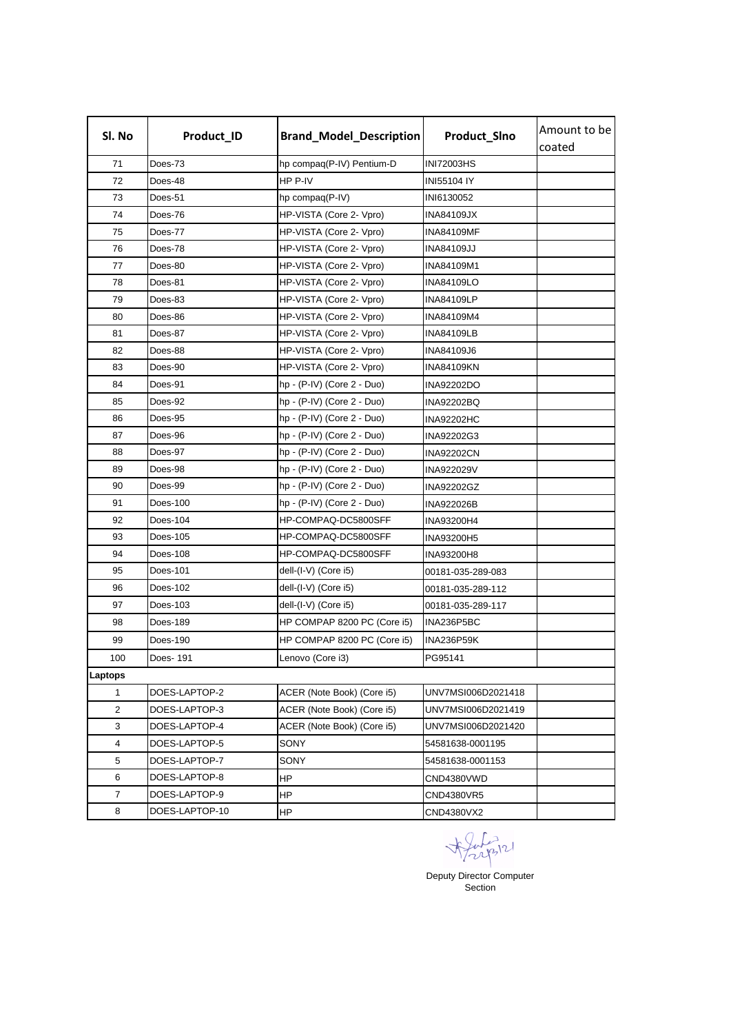| Sl. No | Product_ID | Brand_Model_Description | Product_Slno | Amount to be coated |
|---|---|---|---|---|
| 71 | Does-73 | hp compaq(P-IV) Pentium-D | INI72003HS | |
| 72 | Does-48 | HP P-IV | INI55104 IY | |
| 73 | Does-51 | hp compaq(P-IV) | INI6130052 | |
| 74 | Does-76 | HP-VISTA (Core 2- Vpro) | INA84109JX | |
| 75 | Does-77 | HP-VISTA (Core 2- Vpro) | INA84109MF | |
| 76 | Does-78 | HP-VISTA (Core 2- Vpro) | INA84109JJ | |
| 77 | Does-80 | HP-VISTA (Core 2- Vpro) | INA84109M1 | |
| 78 | Does-81 | HP-VISTA (Core 2- Vpro) | INA84109LO | |
| 79 | Does-83 | HP-VISTA (Core 2- Vpro) | INA84109LP | |
| 80 | Does-86 | HP-VISTA (Core 2- Vpro) | INA84109M4 | |
| 81 | Does-87 | HP-VISTA (Core 2- Vpro) | INA84109LB | |
| 82 | Does-88 | HP-VISTA (Core 2- Vpro) | INA84109J6 | |
| 83 | Does-90 | HP-VISTA (Core 2- Vpro) | INA84109KN | |
| 84 | Does-91 | hp - (P-IV) (Core 2 - Duo) | INA92202DO | |
| 85 | Does-92 | hp - (P-IV) (Core 2 - Duo) | INA92202BQ | |
| 86 | Does-95 | hp - (P-IV) (Core 2 - Duo) | INA92202HC | |
| 87 | Does-96 | hp - (P-IV) (Core 2 - Duo) | INA92202G3 | |
| 88 | Does-97 | hp - (P-IV) (Core 2 - Duo) | INA92202CN | |
| 89 | Does-98 | hp - (P-IV) (Core 2 - Duo) | INA922029V | |
| 90 | Does-99 | hp - (P-IV) (Core 2 - Duo) | INA92202GZ | |
| 91 | Does-100 | hp - (P-IV) (Core 2 - Duo) | INA922026B | |
| 92 | Does-104 | HP-COMPAQ-DC5800SFF | INA93200H4 | |
| 93 | Does-105 | HP-COMPAQ-DC5800SFF | INA93200H5 | |
| 94 | Does-108 | HP-COMPAQ-DC5800SFF | INA93200H8 | |
| 95 | Does-101 | dell-(I-V) (Core i5) | 00181-035-289-083 | |
| 96 | Does-102 | dell-(I-V) (Core i5) | 00181-035-289-112 | |
| 97 | Does-103 | dell-(I-V) (Core i5) | 00181-035-289-117 | |
| 98 | Does-189 | HP COMPAP 8200 PC (Core i5) | INA236P5BC | |
| 99 | Does-190 | HP COMPAP 8200 PC (Core i5) | INA236P59K | |
| 100 | Does- 191 | Lenovo (Core i3) | PG95141 | |
| **Laptops** | | | | |
| 1 | DOES-LAPTOP-2 | ACER (Note Book) (Core i5) | UNV7MSI006D2021418 | |
| 2 | DOES-LAPTOP-3 | ACER (Note Book) (Core i5) | UNV7MSI006D2021419 | |
| 3 | DOES-LAPTOP-4 | ACER (Note Book) (Core i5) | UNV7MSI006D2021420 | |
| 4 | DOES-LAPTOP-5 | SONY | 54581638-0001195 | |
| 5 | DOES-LAPTOP-7 | SONY | 54581638-0001153 | |
| 6 | DOES-LAPTOP-8 | HP | CND4380VWD | |
| 7 | DOES-LAPTOP-9 | HP | CND4380VR5 | |
| 8 | DOES-LAPTOP-10 | HP | CND4380VX2 | |

Deputy Director Computer Section